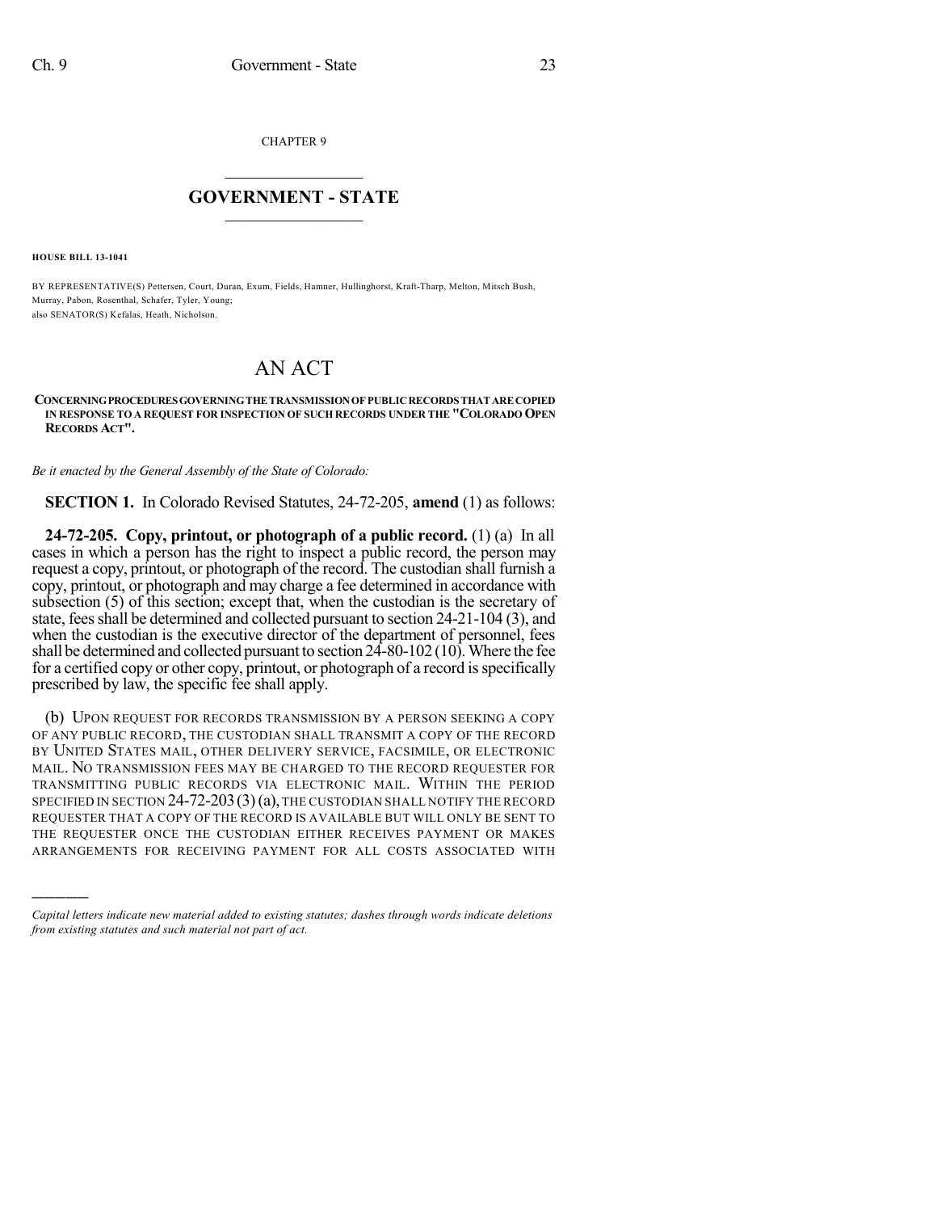CHAPTER 9

# GOVERNMENT - STATE

**HOUSE BILL 13-1041**

BY REPRESENTATIVE(S) Pettersen, Court, Duran, Exum, Fields, Hamner, Hullinghorst, Kraft-Tharp, Melton, Mitsch Bush, Murray, Pabon, Rosenthal, Schafer, Tyler, Young;
also SENATOR(S) Kefalas, Heath, Nicholson.

# AN ACT

**CONCERNING PROCEDURES GOVERNING THE TRANSMISSION OF PUBLIC RECORDS THAT ARE COPIED IN RESPONSE TO A REQUEST FOR INSPECTION OF SUCH RECORDS UNDER THE "COLORADO OPEN RECORDS ACT".**

*Be it enacted by the General Assembly of the State of Colorado:*

**SECTION 1.** In Colorado Revised Statutes, 24-72-205, **amend** (1) as follows:

**24-72-205. Copy, printout, or photograph of a public record.** (1) (a) In all cases in which a person has the right to inspect a public record, the person may request a copy, printout, or photograph of the record. The custodian shall furnish a copy, printout, or photograph and may charge a fee determined in accordance with subsection (5) of this section; except that, when the custodian is the secretary of state, fees shall be determined and collected pursuant to section 24-21-104 (3), and when the custodian is the executive director of the department of personnel, fees shall be determined and collected pursuant to section 24-80-102 (10). Where the fee for a certified copy or other copy, printout, or photograph of a record is specifically prescribed by law, the specific fee shall apply.

(b) UPON REQUEST FOR RECORDS TRANSMISSION BY A PERSON SEEKING A COPY OF ANY PUBLIC RECORD, THE CUSTODIAN SHALL TRANSMIT A COPY OF THE RECORD BY UNITED STATES MAIL, OTHER DELIVERY SERVICE, FACSIMILE, OR ELECTRONIC MAIL. NO TRANSMISSION FEES MAY BE CHARGED TO THE RECORD REQUESTER FOR TRANSMITTING PUBLIC RECORDS VIA ELECTRONIC MAIL. WITHIN THE PERIOD SPECIFIED IN SECTION 24-72-203 (3) (a), THE CUSTODIAN SHALL NOTIFY THE RECORD REQUESTER THAT A COPY OF THE RECORD IS AVAILABLE BUT WILL ONLY BE SENT TO THE REQUESTER ONCE THE CUSTODIAN EITHER RECEIVES PAYMENT OR MAKES ARRANGEMENTS FOR RECEIVING PAYMENT FOR ALL COSTS ASSOCIATED WITH

*Capital letters indicate new material added to existing statutes; dashes through words indicate deletions from existing statutes and such material not part of act.*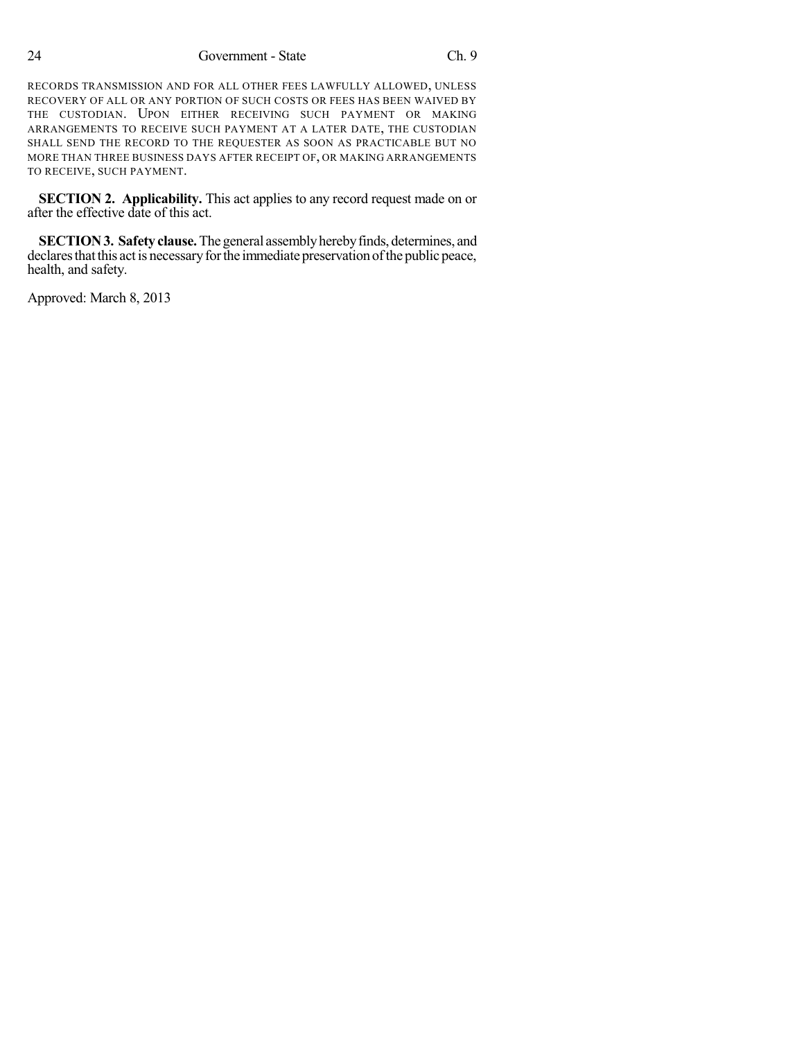RECORDS TRANSMISSION AND FOR ALL OTHER FEES LAWFULLY ALLOWED, UNLESS RECOVERY OF ALL OR ANY PORTION OF SUCH COSTS OR FEES HAS BEEN WAIVED BY THE CUSTODIAN. UPON EITHER RECEIVING SUCH PAYMENT OR MAKING ARRANGEMENTS TO RECEIVE SUCH PAYMENT AT A LATER DATE, THE CUSTODIAN SHALL SEND THE RECORD TO THE REQUESTER AS SOON AS PRACTICABLE BUT NO MORE THAN THREE BUSINESS DAYS AFTER RECEIPT OF, OR MAKING ARRANGEMENTS TO RECEIVE, SUCH PAYMENT.

**SECTION 2. Applicability.** This act applies to any record request made on or after the effective date of this act.

**SECTION 3. Safety clause.** The general assembly hereby finds, determines, and declares that this act is necessary for the immediate preservation of the public peace, health, and safety.

Approved: March 8, 2013